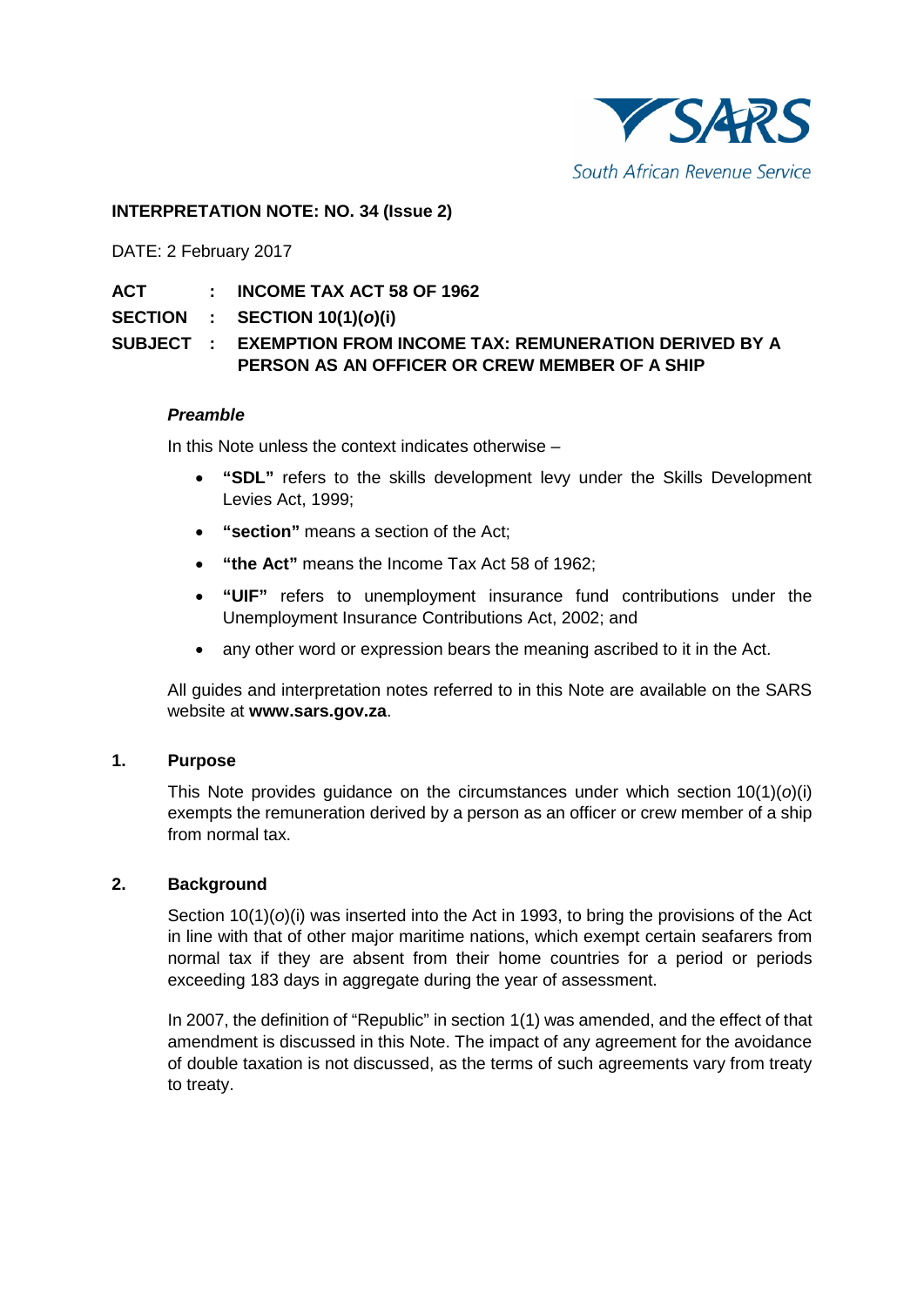South African Revenue Service

**INTERPRETATION NOTE: NO. 34 (Issue 2)**

DATE: 2 February 2017

**ACT : INCOME TAX ACT 58 OF 1962**

**SECTION : SECTION 10(1)(*o*)(i)**

**SUBJECT : EXEMPTION FROM INCOME TAX: REMUNERATION DERIVED BY A PERSON AS AN OFFICER OR CREW MEMBER OF A SHIP**

***Preamble***

In this Note unless the context indicates otherwise –

- **"SDL"** refers to the skills development levy under the Skills Development Levies Act, 1999;
- **"section"** means a section of the Act;
- **"the Act"** means the Income Tax Act 58 of 1962;
- **"UIF"** refers to unemployment insurance fund contributions under the Unemployment Insurance Contributions Act, 2002; and
- any other word or expression bears the meaning ascribed to it in the Act.

All guides and interpretation notes referred to in this Note are available on the SARS website at **www.sars.gov.za**.

## 1. Purpose

This Note provides guidance on the circumstances under which section 10(1)(*o*)(i) exempts the remuneration derived by a person as an officer or crew member of a ship from normal tax.

## 2. Background

Section 10(1)(*o*)(i) was inserted into the Act in 1993, to bring the provisions of the Act in line with that of other major maritime nations, which exempt certain seafarers from normal tax if they are absent from their home countries for a period or periods exceeding 183 days in aggregate during the year of assessment.

In 2007, the definition of "Republic" in section 1(1) was amended, and the effect of that amendment is discussed in this Note. The impact of any agreement for the avoidance of double taxation is not discussed, as the terms of such agreements vary from treaty to treaty.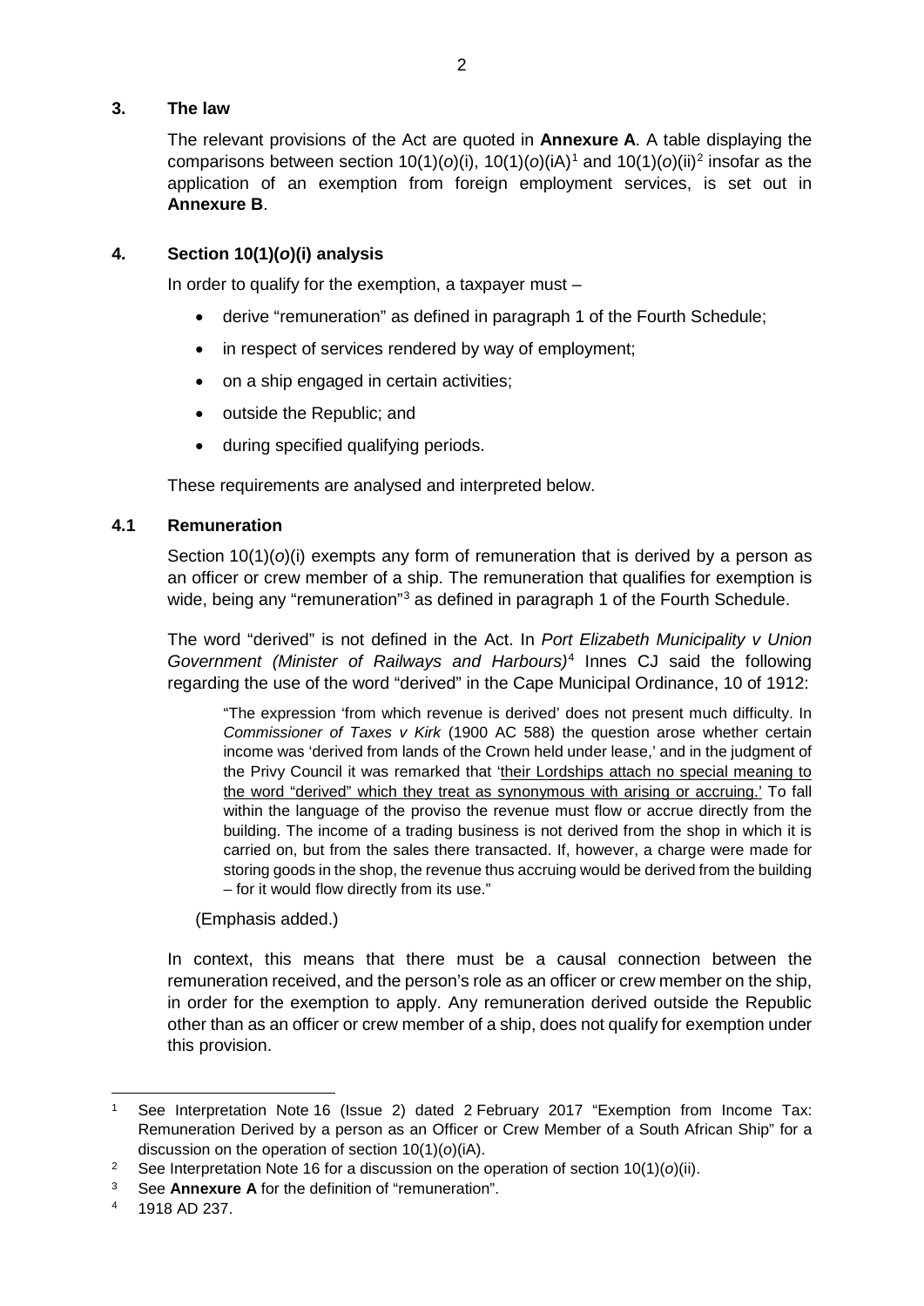## 3. The law

The relevant provisions of the Act are quoted in **Annexure A**. A table displaying the comparisons between section 10(1)(*o*)(i), 10(1)(*o*)(iA)[1] and 10(1)(*o*)(ii)[2] insofar as the application of an exemption from foreign employment services, is set out in **Annexure B**.

## 4. Section 10(1)(*o*)(i) analysis

In order to qualify for the exemption, a taxpayer must –

- derive "remuneration" as defined in paragraph 1 of the Fourth Schedule;
- in respect of services rendered by way of employment;
- on a ship engaged in certain activities;
- outside the Republic; and
- during specified qualifying periods.

These requirements are analysed and interpreted below.

### 4.1 Remuneration

Section 10(1)(*o*)(i) exempts any form of remuneration that is derived by a person as an officer or crew member of a ship. The remuneration that qualifies for exemption is wide, being any "remuneration"[3] as defined in paragraph 1 of the Fourth Schedule.

The word "derived" is not defined in the Act. In *Port Elizabeth Municipality v Union Government (Minister of Railways and Harbours)*[4] Innes CJ said the following regarding the use of the word "derived" in the Cape Municipal Ordinance, 10 of 1912:

> "The expression 'from which revenue is derived' does not present much difficulty. In *Commissioner of Taxes v Kirk* (1900 AC 588) the question arose whether certain income was 'derived from lands of the Crown held under lease,' and in the judgment of the Privy Council it was remarked that '<u>their Lordships attach no special meaning to the word "derived" which they treat as synonymous with arising or accruing.</u>' To fall within the language of the proviso the revenue must flow or accrue directly from the building. The income of a trading business is not derived from the shop in which it is carried on, but from the sales there transacted. If, however, a charge were made for storing goods in the shop, the revenue thus accruing would be derived from the building – for it would flow directly from its use."

(Emphasis added.)

In context, this means that there must be a causal connection between the remuneration received, and the person's role as an officer or crew member on the ship, in order for the exemption to apply. Any remuneration derived outside the Republic other than as an officer or crew member of a ship, does not qualify for exemption under this provision.

---

[1] See Interpretation Note 16 (Issue 2) dated 2 February 2017 "Exemption from Income Tax: Remuneration Derived by a person as an Officer or Crew Member of a South African Ship" for a discussion on the operation of section 10(1)(*o*)(iA).

[2] See Interpretation Note 16 for a discussion on the operation of section 10(1)(*o*)(ii).

[3] See **Annexure A** for the definition of "remuneration".

[4] 1918 AD 237.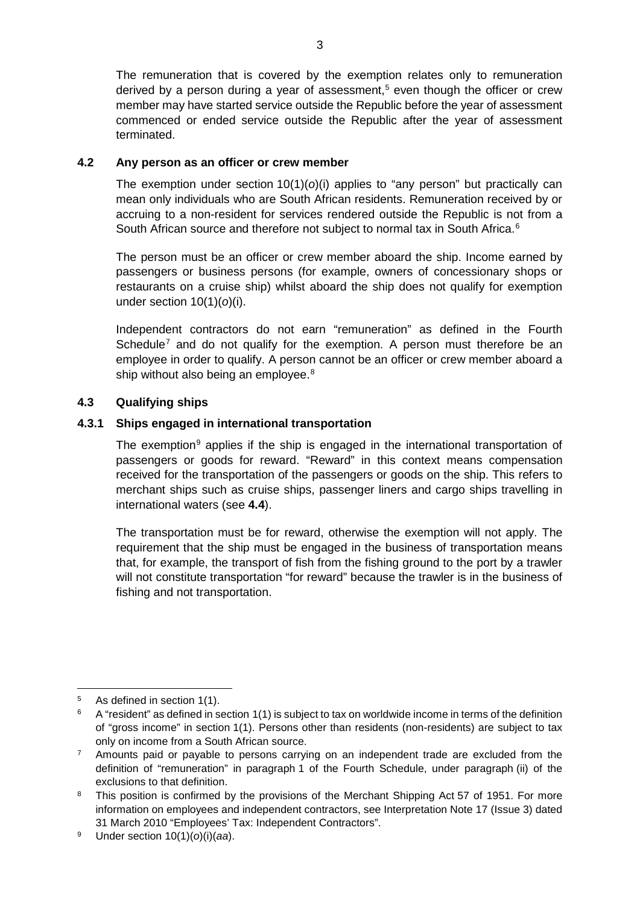The remuneration that is covered by the exemption relates only to remuneration derived by a person during a year of assessment,[5] even though the officer or crew member may have started service outside the Republic before the year of assessment commenced or ended service outside the Republic after the year of assessment terminated.

## 4.2 Any person as an officer or crew member

The exemption under section 10(1)(*o*)(i) applies to "any person" but practically can mean only individuals who are South African residents. Remuneration received by or accruing to a non-resident for services rendered outside the Republic is not from a South African source and therefore not subject to normal tax in South Africa.[6]

The person must be an officer or crew member aboard the ship. Income earned by passengers or business persons (for example, owners of concessionary shops or restaurants on a cruise ship) whilst aboard the ship does not qualify for exemption under section 10(1)(*o*)(i).

Independent contractors do not earn "remuneration" as defined in the Fourth Schedule[7] and do not qualify for the exemption. A person must therefore be an employee in order to qualify. A person cannot be an officer or crew member aboard a ship without also being an employee.[8]

## 4.3 Qualifying ships

### 4.3.1 Ships engaged in international transportation

The exemption[9] applies if the ship is engaged in the international transportation of passengers or goods for reward. "Reward" in this context means compensation received for the transportation of the passengers or goods on the ship. This refers to merchant ships such as cruise ships, passenger liners and cargo ships travelling in international waters (see **4.4**).

The transportation must be for reward, otherwise the exemption will not apply. The requirement that the ship must be engaged in the business of transportation means that, for example, the transport of fish from the fishing ground to the port by a trawler will not constitute transportation "for reward" because the trawler is in the business of fishing and not transportation.

---

[5] As defined in section 1(1).

[6] A "resident" as defined in section 1(1) is subject to tax on worldwide income in terms of the definition of "gross income" in section 1(1). Persons other than residents (non-residents) are subject to tax only on income from a South African source.

[7] Amounts paid or payable to persons carrying on an independent trade are excluded from the definition of "remuneration" in paragraph 1 of the Fourth Schedule, under paragraph (ii) of the exclusions to that definition.

[8] This position is confirmed by the provisions of the Merchant Shipping Act 57 of 1951. For more information on employees and independent contractors, see Interpretation Note 17 (Issue 3) dated 31 March 2010 "Employees' Tax: Independent Contractors".

[9] Under section 10(1)(*o*)(i)(*aa*).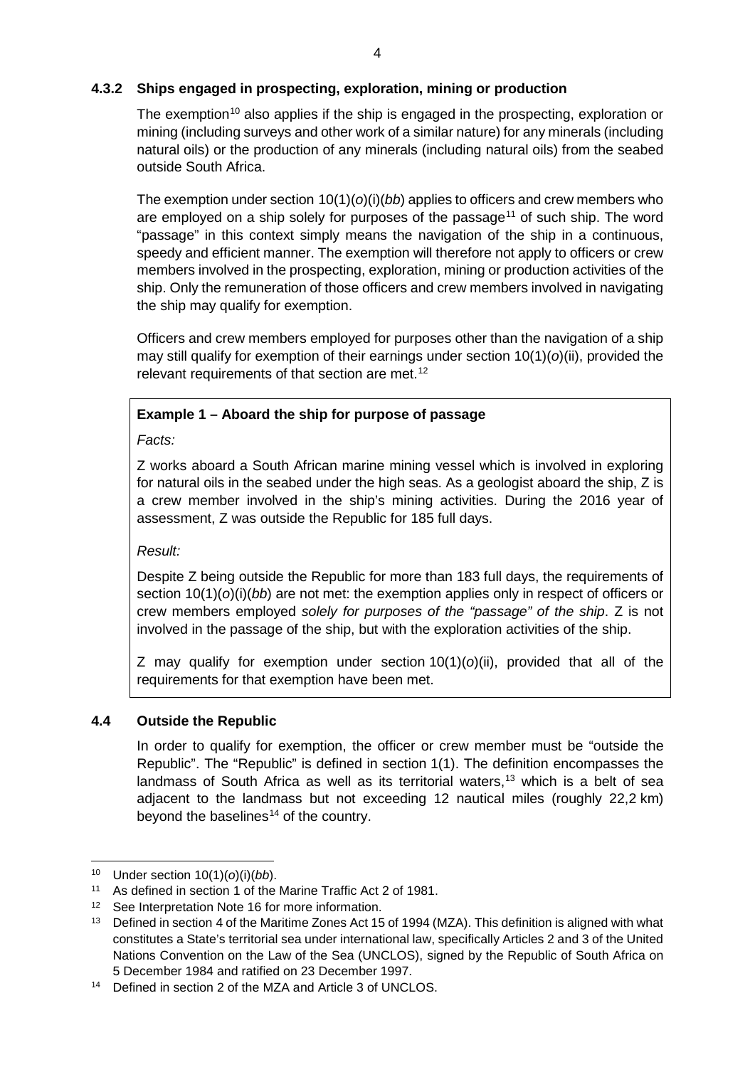### 4.3.2 Ships engaged in prospecting, exploration, mining or production

The exemption[10] also applies if the ship is engaged in the prospecting, exploration or mining (including surveys and other work of a similar nature) for any minerals (including natural oils) or the production of any minerals (including natural oils) from the seabed outside South Africa.

The exemption under section 10(1)(*o*)(i)(*bb*) applies to officers and crew members who are employed on a ship solely for purposes of the passage[11] of such ship. The word "passage" in this context simply means the navigation of the ship in a continuous, speedy and efficient manner. The exemption will therefore not apply to officers or crew members involved in the prospecting, exploration, mining or production activities of the ship. Only the remuneration of those officers and crew members involved in navigating the ship may qualify for exemption.

Officers and crew members employed for purposes other than the navigation of a ship may still qualify for exemption of their earnings under section 10(1)(*o*)(ii), provided the relevant requirements of that section are met.[12]

**Example 1 – Aboard the ship for purpose of passage**

*Facts:*

Z works aboard a South African marine mining vessel which is involved in exploring for natural oils in the seabed under the high seas. As a geologist aboard the ship, Z is a crew member involved in the ship's mining activities. During the 2016 year of assessment, Z was outside the Republic for 185 full days.

*Result:*

Despite Z being outside the Republic for more than 183 full days, the requirements of section 10(1)(*o*)(i)(*bb*) are not met: the exemption applies only in respect of officers or crew members employed *solely for purposes of the "passage" of the ship*. Z is not involved in the passage of the ship, but with the exploration activities of the ship.

Z may qualify for exemption under section 10(1)(*o*)(ii), provided that all of the requirements for that exemption have been met.

### 4.4 Outside the Republic

In order to qualify for exemption, the officer or crew member must be "outside the Republic". The "Republic" is defined in section 1(1). The definition encompasses the landmass of South Africa as well as its territorial waters,[13] which is a belt of sea adjacent to the landmass but not exceeding 12 nautical miles (roughly 22,2 km) beyond the baselines[14] of the country.

---

[10] Under section 10(1)(*o*)(i)(*bb*).

[11] As defined in section 1 of the Marine Traffic Act 2 of 1981.

[12] See Interpretation Note 16 for more information.

[13] Defined in section 4 of the Maritime Zones Act 15 of 1994 (MZA). This definition is aligned with what constitutes a State's territorial sea under international law, specifically Articles 2 and 3 of the United Nations Convention on the Law of the Sea (UNCLOS), signed by the Republic of South Africa on 5 December 1984 and ratified on 23 December 1997.

[14] Defined in section 2 of the MZA and Article 3 of UNCLOS.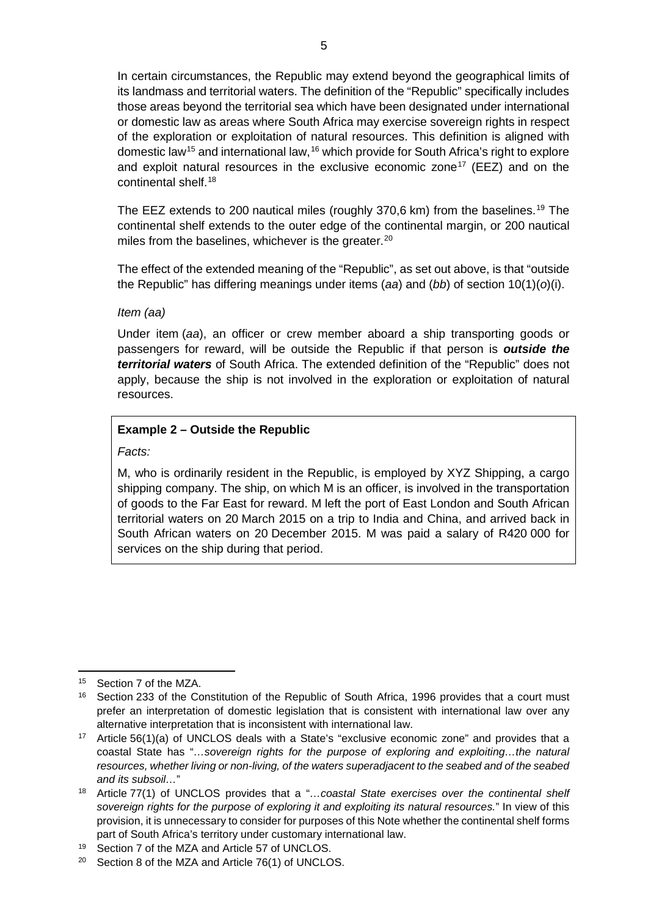In certain circumstances, the Republic may extend beyond the geographical limits of its landmass and territorial waters. The definition of the "Republic" specifically includes those areas beyond the territorial sea which have been designated under international or domestic law as areas where South Africa may exercise sovereign rights in respect of the exploration or exploitation of natural resources. This definition is aligned with domestic law[15] and international law,[16] which provide for South Africa's right to explore and exploit natural resources in the exclusive economic zone[17] (EEZ) and on the continental shelf.[18]

The EEZ extends to 200 nautical miles (roughly 370,6 km) from the baselines.[19] The continental shelf extends to the outer edge of the continental margin, or 200 nautical miles from the baselines, whichever is the greater.[20]

The effect of the extended meaning of the "Republic", as set out above, is that "outside the Republic" has differing meanings under items (*aa*) and (*bb*) of section 10(1)(*o*)(i).

*Item (aa)*

Under item (*aa*), an officer or crew member aboard a ship transporting goods or passengers for reward, will be outside the Republic if that person is ***outside the territorial waters*** of South Africa. The extended definition of the "Republic" does not apply, because the ship is not involved in the exploration or exploitation of natural resources.

**Example 2 – Outside the Republic**

*Facts:*

M, who is ordinarily resident in the Republic, is employed by XYZ Shipping, a cargo shipping company. The ship, on which M is an officer, is involved in the transportation of goods to the Far East for reward. M left the port of East London and South African territorial waters on 20 March 2015 on a trip to India and China, and arrived back in South African waters on 20 December 2015. M was paid a salary of R420 000 for services on the ship during that period.

---

[15] Section 7 of the MZA.

[16] Section 233 of the Constitution of the Republic of South Africa, 1996 provides that a court must prefer an interpretation of domestic legislation that is consistent with international law over any alternative interpretation that is inconsistent with international law.

[17] Article 56(1)(a) of UNCLOS deals with a State's "exclusive economic zone" and provides that a coastal State has "*…sovereign rights for the purpose of exploring and exploiting…the natural resources, whether living or non-living, of the waters superadjacent to the seabed and of the seabed and its subsoil…*"

[18] Article 77(1) of UNCLOS provides that a "*…coastal State exercises over the continental shelf sovereign rights for the purpose of exploring it and exploiting its natural resources.*" In view of this provision, it is unnecessary to consider for purposes of this Note whether the continental shelf forms part of South Africa's territory under customary international law.

[19] Section 7 of the MZA and Article 57 of UNCLOS.

[20] Section 8 of the MZA and Article 76(1) of UNCLOS.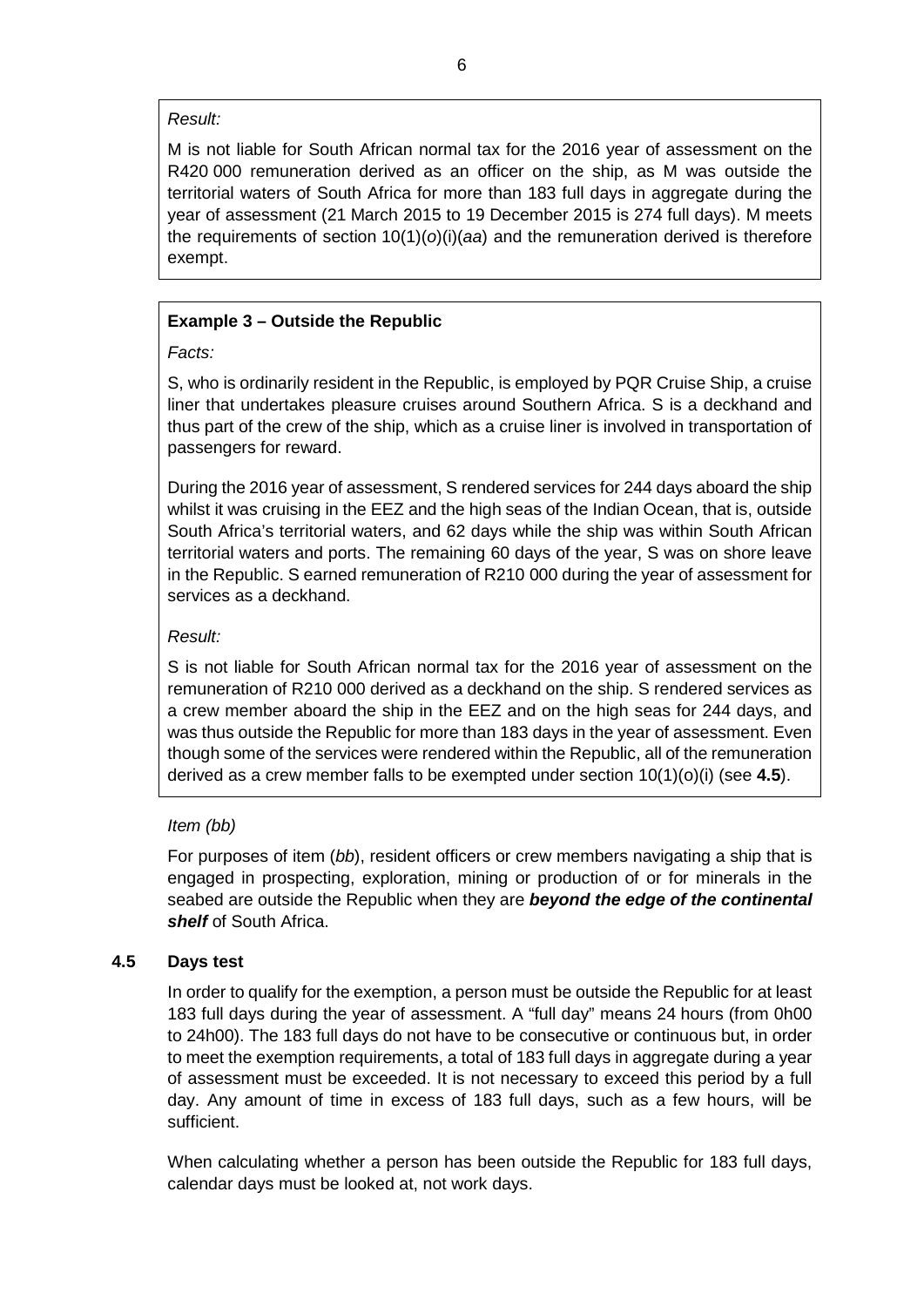*Result:*

M is not liable for South African normal tax for the 2016 year of assessment on the R420 000 remuneration derived as an officer on the ship, as M was outside the territorial waters of South Africa for more than 183 full days in aggregate during the year of assessment (21 March 2015 to 19 December 2015 is 274 full days). M meets the requirements of section 10(1)(*o*)(i)(*aa*) and the remuneration derived is therefore exempt.

**Example 3 – Outside the Republic**

*Facts:*

S, who is ordinarily resident in the Republic, is employed by PQR Cruise Ship, a cruise liner that undertakes pleasure cruises around Southern Africa. S is a deckhand and thus part of the crew of the ship, which as a cruise liner is involved in transportation of passengers for reward.

During the 2016 year of assessment, S rendered services for 244 days aboard the ship whilst it was cruising in the EEZ and the high seas of the Indian Ocean, that is, outside South Africa's territorial waters, and 62 days while the ship was within South African territorial waters and ports. The remaining 60 days of the year, S was on shore leave in the Republic. S earned remuneration of R210 000 during the year of assessment for services as a deckhand.

*Result:*

S is not liable for South African normal tax for the 2016 year of assessment on the remuneration of R210 000 derived as a deckhand on the ship. S rendered services as a crew member aboard the ship in the EEZ and on the high seas for 244 days, and was thus outside the Republic for more than 183 days in the year of assessment. Even though some of the services were rendered within the Republic, all of the remuneration derived as a crew member falls to be exempted under section 10(1)(o)(i) (see **4.5**).

*Item (bb)*

For purposes of item (*bb*), resident officers or crew members navigating a ship that is engaged in prospecting, exploration, mining or production of or for minerals in the seabed are outside the Republic when they are ***beyond the edge of the continental shelf*** of South Africa.

### 4.5 Days test

In order to qualify for the exemption, a person must be outside the Republic for at least 183 full days during the year of assessment. A "full day" means 24 hours (from 0h00 to 24h00). The 183 full days do not have to be consecutive or continuous but, in order to meet the exemption requirements, a total of 183 full days in aggregate during a year of assessment must be exceeded. It is not necessary to exceed this period by a full day. Any amount of time in excess of 183 full days, such as a few hours, will be sufficient.

When calculating whether a person has been outside the Republic for 183 full days, calendar days must be looked at, not work days.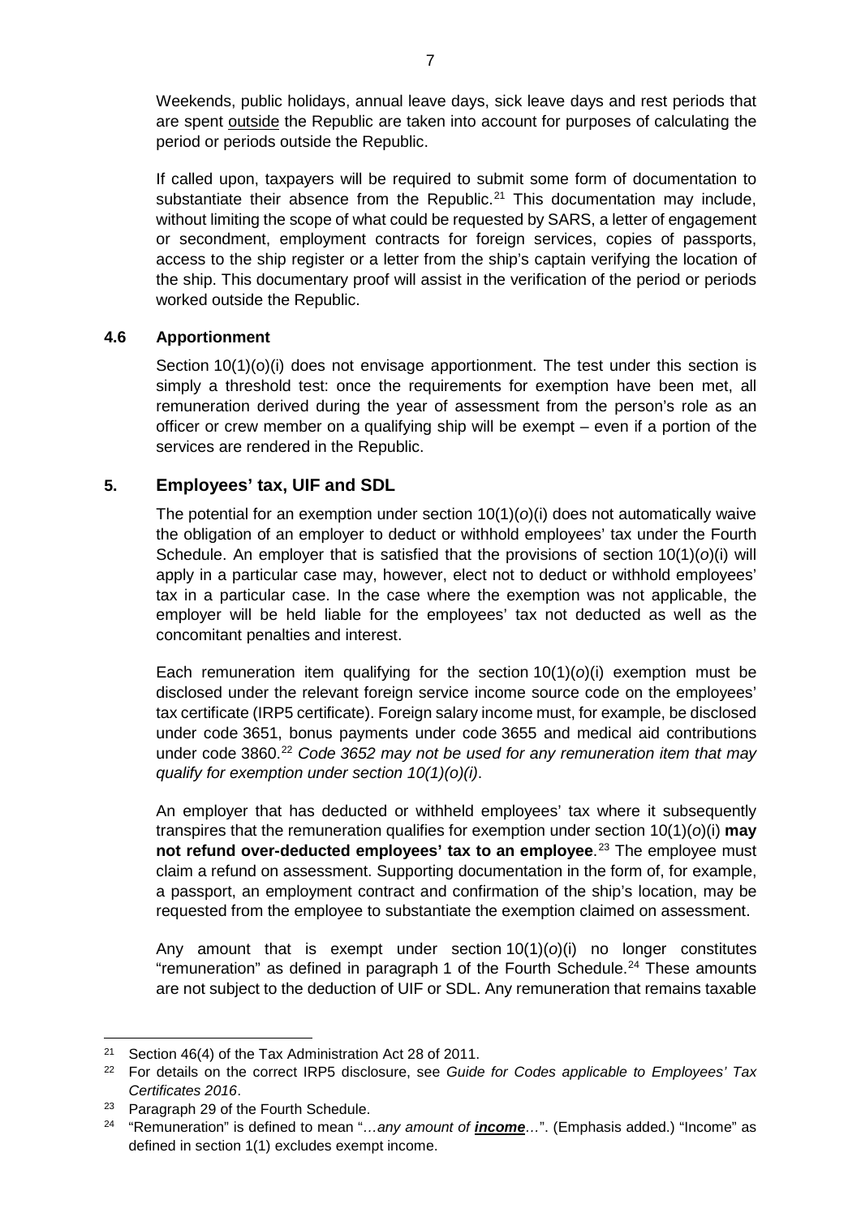Weekends, public holidays, annual leave days, sick leave days and rest periods that are spent <u>outside</u> the Republic are taken into account for purposes of calculating the period or periods outside the Republic.

If called upon, taxpayers will be required to submit some form of documentation to substantiate their absence from the Republic.[21] This documentation may include, without limiting the scope of what could be requested by SARS, a letter of engagement or secondment, employment contracts for foreign services, copies of passports, access to the ship register or a letter from the ship's captain verifying the location of the ship. This documentary proof will assist in the verification of the period or periods worked outside the Republic.

### 4.6 Apportionment

Section 10(1)(o)(i) does not envisage apportionment. The test under this section is simply a threshold test: once the requirements for exemption have been met, all remuneration derived during the year of assessment from the person's role as an officer or crew member on a qualifying ship will be exempt – even if a portion of the services are rendered in the Republic.

## 5. Employees' tax, UIF and SDL

The potential for an exemption under section 10(1)(*o*)(i) does not automatically waive the obligation of an employer to deduct or withhold employees' tax under the Fourth Schedule. An employer that is satisfied that the provisions of section 10(1)(*o*)(i) will apply in a particular case may, however, elect not to deduct or withhold employees' tax in a particular case. In the case where the exemption was not applicable, the employer will be held liable for the employees' tax not deducted as well as the concomitant penalties and interest.

Each remuneration item qualifying for the section 10(1)(*o*)(i) exemption must be disclosed under the relevant foreign service income source code on the employees' tax certificate (IRP5 certificate). Foreign salary income must, for example, be disclosed under code 3651, bonus payments under code 3655 and medical aid contributions under code 3860.[22] *Code 3652 may not be used for any remuneration item that may qualify for exemption under section 10(1)(o)(i)*.

An employer that has deducted or withheld employees' tax where it subsequently transpires that the remuneration qualifies for exemption under section 10(1)(*o*)(i) **may not refund over-deducted employees' tax to an employee**.[23] The employee must claim a refund on assessment. Supporting documentation in the form of, for example, a passport, an employment contract and confirmation of the ship's location, may be requested from the employee to substantiate the exemption claimed on assessment.

Any amount that is exempt under section 10(1)(*o*)(i) no longer constitutes "remuneration" as defined in paragraph 1 of the Fourth Schedule.[24] These amounts are not subject to the deduction of UIF or SDL. Any remuneration that remains taxable

---

[21] Section 46(4) of the Tax Administration Act 28 of 2011.

[22] For details on the correct IRP5 disclosure, see *Guide for Codes applicable to Employees' Tax Certificates 2016*.

[23] Paragraph 29 of the Fourth Schedule.

[24] "Remuneration" is defined to mean "*…any amount of **<u>income</u>**…*". (Emphasis added.) "Income" as defined in section 1(1) excludes exempt income.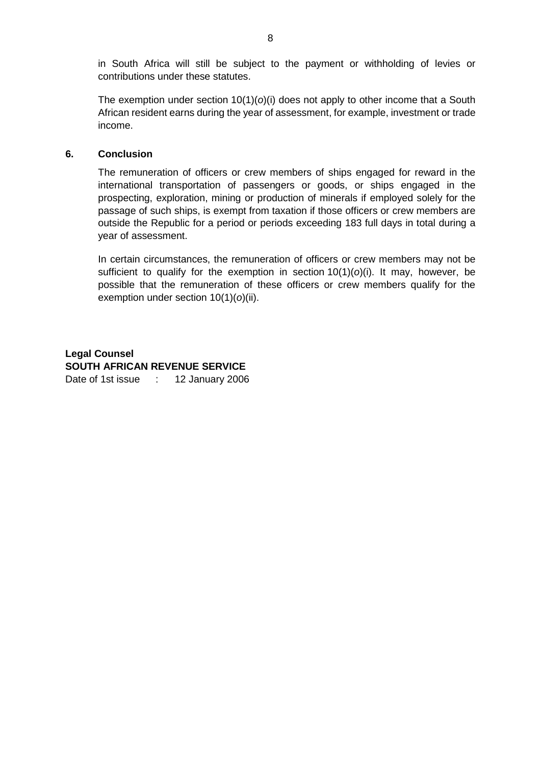in South Africa will still be subject to the payment or withholding of levies or contributions under these statutes.

The exemption under section 10(1)(*o*)(i) does not apply to other income that a South African resident earns during the year of assessment, for example, investment or trade income.

## 6. Conclusion

The remuneration of officers or crew members of ships engaged for reward in the international transportation of passengers or goods, or ships engaged in the prospecting, exploration, mining or production of minerals if employed solely for the passage of such ships, is exempt from taxation if those officers or crew members are outside the Republic for a period or periods exceeding 183 full days in total during a year of assessment.

In certain circumstances, the remuneration of officers or crew members may not be sufficient to qualify for the exemption in section 10(1)(*o*)(i). It may, however, be possible that the remuneration of these officers or crew members qualify for the exemption under section 10(1)(*o*)(ii).

**Legal Counsel**
**SOUTH AFRICAN REVENUE SERVICE**
Date of 1st issue : 12 January 2006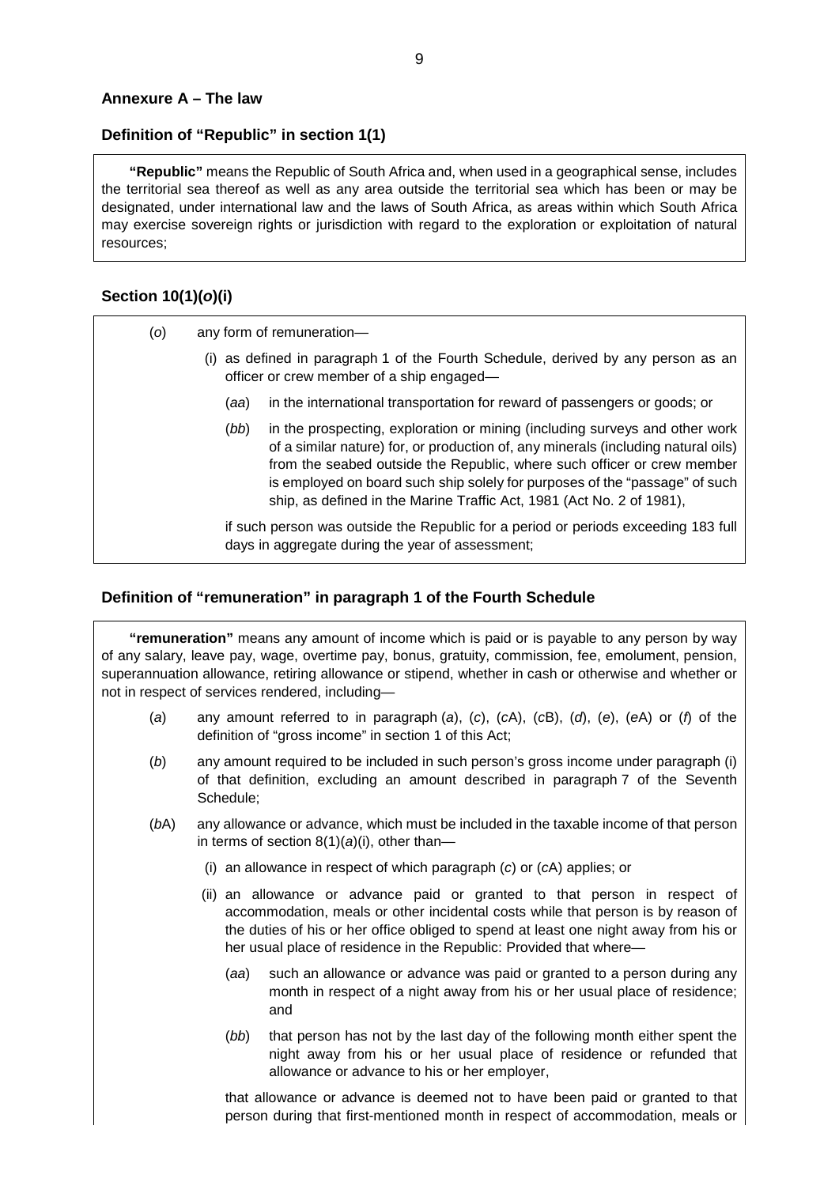## Annexure A – The law

### Definition of "Republic" in section 1(1)

**"Republic"** means the Republic of South Africa and, when used in a geographical sense, includes the territorial sea thereof as well as any area outside the territorial sea which has been or may be designated, under international law and the laws of South Africa, as areas within which South Africa may exercise sovereign rights or jurisdiction with regard to the exploration or exploitation of natural resources;

### Section 10(1)(*o*)(i)

(*o*) any form of remuneration—

(i) as defined in paragraph 1 of the Fourth Schedule, derived by any person as an officer or crew member of a ship engaged—

(*aa*) in the international transportation for reward of passengers or goods; or

(*bb*) in the prospecting, exploration or mining (including surveys and other work of a similar nature) for, or production of, any minerals (including natural oils) from the seabed outside the Republic, where such officer or crew member is employed on board such ship solely for purposes of the "passage" of such ship, as defined in the Marine Traffic Act, 1981 (Act No. 2 of 1981),

if such person was outside the Republic for a period or periods exceeding 183 full days in aggregate during the year of assessment;

### Definition of "remuneration" in paragraph 1 of the Fourth Schedule

**"remuneration"** means any amount of income which is paid or is payable to any person by way of any salary, leave pay, wage, overtime pay, bonus, gratuity, commission, fee, emolument, pension, superannuation allowance, retiring allowance or stipend, whether in cash or otherwise and whether or not in respect of services rendered, including—

(*a*) any amount referred to in paragraph (*a*), (*c*), (*c*A), (*c*B), (*d*), (*e*), (*e*A) or (*f*) of the definition of "gross income" in section 1 of this Act;

(*b*) any amount required to be included in such person's gross income under paragraph (i) of that definition, excluding an amount described in paragraph 7 of the Seventh Schedule;

(*b*A) any allowance or advance, which must be included in the taxable income of that person in terms of section 8(1)(*a*)(i), other than—

(i) an allowance in respect of which paragraph (*c*) or (*c*A) applies; or

(ii) an allowance or advance paid or granted to that person in respect of accommodation, meals or other incidental costs while that person is by reason of the duties of his or her office obliged to spend at least one night away from his or her usual place of residence in the Republic: Provided that where—

(*aa*) such an allowance or advance was paid or granted to a person during any month in respect of a night away from his or her usual place of residence; and

(*bb*) that person has not by the last day of the following month either spent the night away from his or her usual place of residence or refunded that allowance or advance to his or her employer,

that allowance or advance is deemed not to have been paid or granted to that person during that first-mentioned month in respect of accommodation, meals or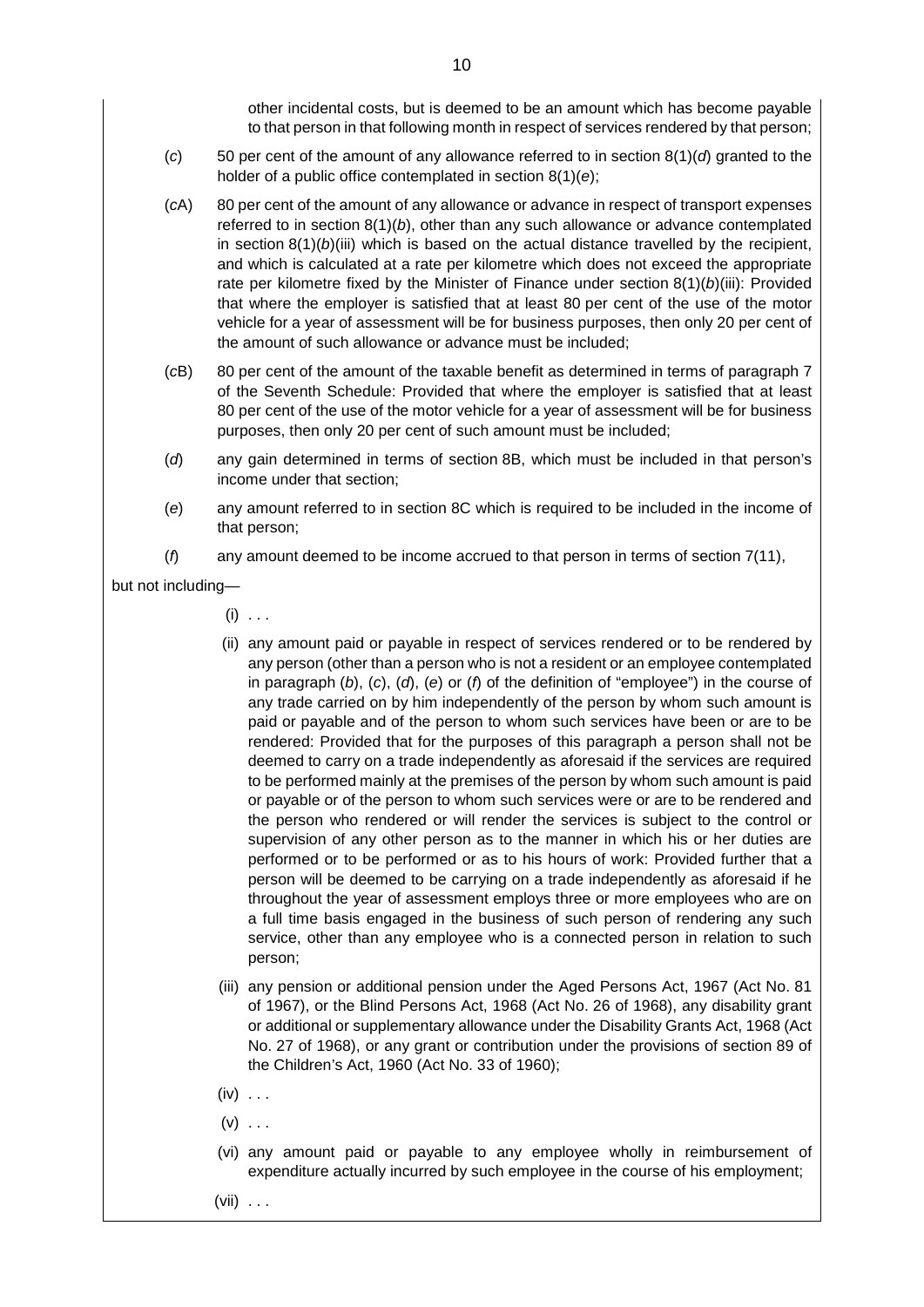other incidental costs, but is deemed to be an amount which has become payable to that person in that following month in respect of services rendered by that person;

(*c*) 50 per cent of the amount of any allowance referred to in section 8(1)(*d*) granted to the holder of a public office contemplated in section 8(1)(*e*);

(*c*A) 80 per cent of the amount of any allowance or advance in respect of transport expenses referred to in section 8(1)(*b*), other than any such allowance or advance contemplated in section 8(1)(*b*)(iii) which is based on the actual distance travelled by the recipient, and which is calculated at a rate per kilometre which does not exceed the appropriate rate per kilometre fixed by the Minister of Finance under section 8(1)(*b*)(iii): Provided that where the employer is satisfied that at least 80 per cent of the use of the motor vehicle for a year of assessment will be for business purposes, then only 20 per cent of the amount of such allowance or advance must be included;

(*c*B) 80 per cent of the amount of the taxable benefit as determined in terms of paragraph 7 of the Seventh Schedule: Provided that where the employer is satisfied that at least 80 per cent of the use of the motor vehicle for a year of assessment will be for business purposes, then only 20 per cent of such amount must be included;

(*d*) any gain determined in terms of section 8B, which must be included in that person's income under that section;

(*e*) any amount referred to in section 8C which is required to be included in the income of that person;

(*f*) any amount deemed to be income accrued to that person in terms of section 7(11),

but not including—

(i) . . .

(ii) any amount paid or payable in respect of services rendered or to be rendered by any person (other than a person who is not a resident or an employee contemplated in paragraph (*b*), (*c*), (*d*), (*e*) or (*f*) of the definition of "employee") in the course of any trade carried on by him independently of the person by whom such amount is paid or payable and of the person to whom such services have been or are to be rendered: Provided that for the purposes of this paragraph a person shall not be deemed to carry on a trade independently as aforesaid if the services are required to be performed mainly at the premises of the person by whom such amount is paid or payable or of the person to whom such services were or are to be rendered and the person who rendered or will render the services is subject to the control or supervision of any other person as to the manner in which his or her duties are performed or to be performed or as to his hours of work: Provided further that a person will be deemed to be carrying on a trade independently as aforesaid if he throughout the year of assessment employs three or more employees who are on a full time basis engaged in the business of such person of rendering any such service, other than any employee who is a connected person in relation to such person;

(iii) any pension or additional pension under the Aged Persons Act, 1967 (Act No. 81 of 1967), or the Blind Persons Act, 1968 (Act No. 26 of 1968), any disability grant or additional or supplementary allowance under the Disability Grants Act, 1968 (Act No. 27 of 1968), or any grant or contribution under the provisions of section 89 of the Children's Act, 1960 (Act No. 33 of 1960);

(iv) . . .

(v) . . .

(vi) any amount paid or payable to any employee wholly in reimbursement of expenditure actually incurred by such employee in the course of his employment;

(vii) . . .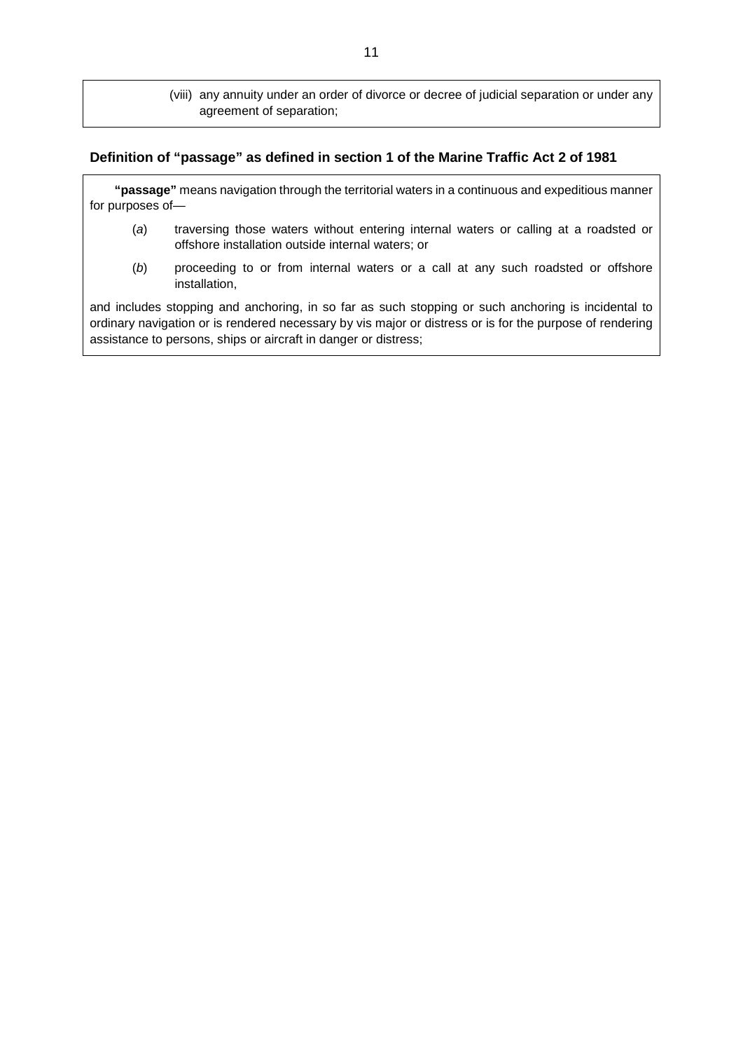(viii) any annuity under an order of divorce or decree of judicial separation or under any agreement of separation;

**Definition of "passage" as defined in section 1 of the Marine Traffic Act 2 of 1981**

**"passage"** means navigation through the territorial waters in a continuous and expeditious manner for purposes of—

(*a*) traversing those waters without entering internal waters or calling at a roadsted or offshore installation outside internal waters; or

(*b*) proceeding to or from internal waters or a call at any such roadsted or offshore installation,

and includes stopping and anchoring, in so far as such stopping or such anchoring is incidental to ordinary navigation or is rendered necessary by vis major or distress or is for the purpose of rendering assistance to persons, ships or aircraft in danger or distress;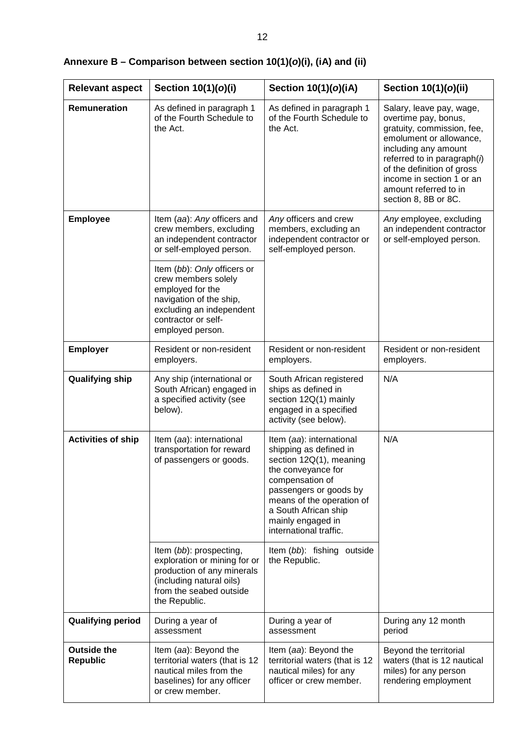## Annexure B – Comparison between section 10(1)(*o*)(i), (iA) and (ii)

| Relevant aspect | Section 10(1)(*o*)(i) | Section 10(1)(*o*)(iA) | Section 10(1)(*o*)(ii) |
|---|---|---|---|
| **Remuneration** | As defined in paragraph 1 of the Fourth Schedule to the Act. | As defined in paragraph 1 of the Fourth Schedule to the Act. | Salary, leave pay, wage, overtime pay, bonus, gratuity, commission, fee, emolument or allowance, including any amount referred to in paragraph(*i*) of the definition of gross income in section 1 or an amount referred to in section 8, 8B or 8C. |
| **Employee** | Item (*aa*): *Any* officers and crew members, excluding an independent contractor or self-employed person. | *Any* officers and crew members, excluding an independent contractor or self-employed person. | *Any* employee, excluding an independent contractor or self-employed person. |
| | Item (*bb*): *Only* officers or crew members solely employed for the navigation of the ship, excluding an independent contractor or self-employed person. | | |
| **Employer** | Resident or non-resident employers. | Resident or non-resident employers. | Resident or non-resident employers. |
| **Qualifying ship** | Any ship (international or South African) engaged in a specified activity (see below). | South African registered ships as defined in section 12Q(1) mainly engaged in a specified activity (see below). | N/A |
| **Activities of ship** | Item (*aa*): international transportation for reward of passengers or goods. | Item (*aa*): international shipping as defined in section 12Q(1), meaning the conveyance for compensation of passengers or goods by means of the operation of a South African ship mainly engaged in international traffic. | N/A |
| | Item (*bb*): prospecting, exploration or mining for or production of any minerals (including natural oils) from the seabed outside the Republic. | Item (*bb*): fishing outside the Republic. | |
| **Qualifying period** | During a year of assessment | During a year of assessment | During any 12 month period |
| **Outside the Republic** | Item (*aa*): Beyond the territorial waters (that is 12 nautical miles from the baselines) for any officer or crew member. | Item (*aa*): Beyond the territorial waters (that is 12 nautical miles) for any officer or crew member. | Beyond the territorial waters (that is 12 nautical miles) for any person rendering employment |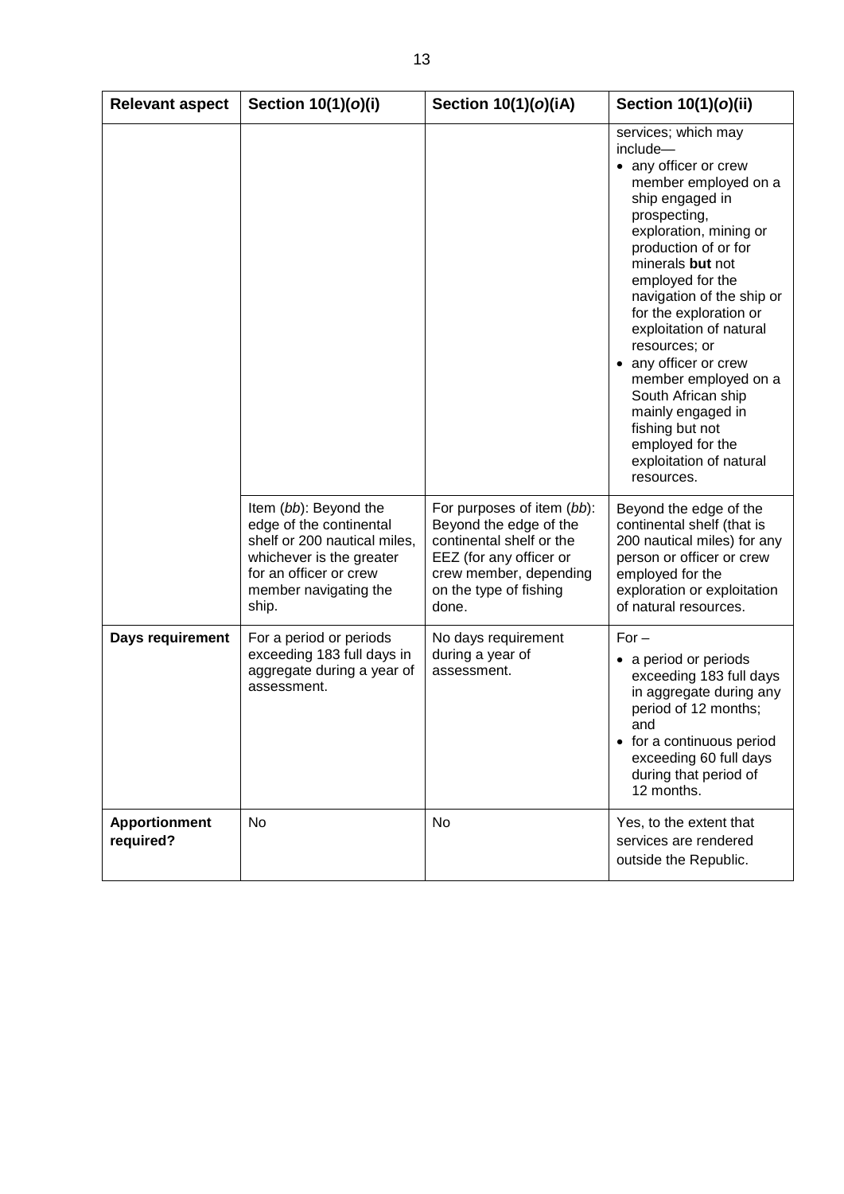| Relevant aspect | Section 10(1)(*o*)(i) | Section 10(1)(*o*)(iA) | Section 10(1)(*o*)(ii) |
|---|---|---|---|
| | | | services; which may include— <br>• any officer or crew member employed on a ship engaged in prospecting, exploration, mining or production of or for minerals **but** not employed for the navigation of the ship or for the exploration or exploitation of natural resources; or <br>• any officer or crew member employed on a South African ship mainly engaged in fishing but not employed for the exploitation of natural resources. |
| | Item (*bb*): Beyond the edge of the continental shelf or 200 nautical miles, whichever is the greater for an officer or crew member navigating the ship. | For purposes of item (*bb*): Beyond the edge of the continental shelf or the EEZ (for any officer or crew member, depending on the type of fishing done. | Beyond the edge of the continental shelf (that is 200 nautical miles) for any person or officer or crew employed for the exploration or exploitation of natural resources. |
| **Days requirement** | For a period or periods exceeding 183 full days in aggregate during a year of assessment. | No days requirement during a year of assessment. | For – <br>• a period or periods exceeding 183 full days in aggregate during any period of 12 months; and <br>• for a continuous period exceeding 60 full days during that period of 12 months. |
| **Apportionment required?** | No | No | Yes, to the extent that services are rendered outside the Republic. |